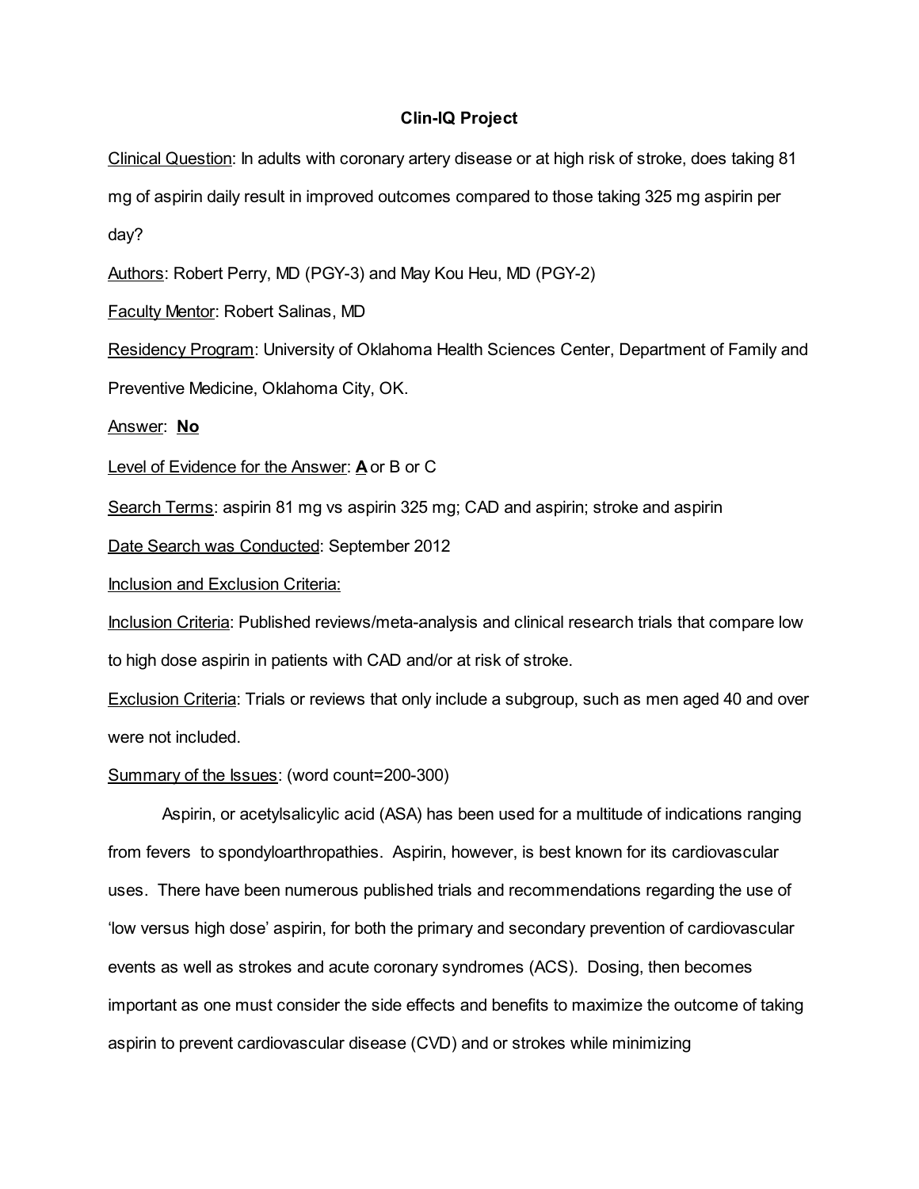# Clin-IQ Project

Clinical Question: In adults with coronary artery disease or at high risk of stroke, does taking 81 mg of aspirin daily result in improved outcomes compared to those taking 325 mg aspirin per day?

Authors: Robert Perry, MD (PGY-3) and May Kou Heu, MD (PGY-2)

Faculty Mentor: Robert Salinas, MD

Residency Program: University of Oklahoma Health Sciences Center, Department of Family and Preventive Medicine, Oklahoma City, OK.

Answer: **No**

Level of Evidence for the Answer: **A** or B or C

Search Terms: aspirin 81 mg vs aspirin 325 mg; CAD and aspirin; stroke and aspirin

Date Search was Conducted: September 2012

Inclusion and Exclusion Criteria:

Inclusion Criteria: Published reviews/meta-analysis and clinical research trials that compare low to high dose aspirin in patients with CAD and/or at risk of stroke.

Exclusion Criteria: Trials or reviews that only include a subgroup, such as men aged 40 and over were not included.

Summary of the Issues: (word count=200-300)

Aspirin, or acetylsalicylic acid (ASA) has been used for a multitude of indications ranging from fevers to spondyloarthropathies. Aspirin, however, is best known for its cardiovascular uses. There have been numerous published trials and recommendations regarding the use of 'low versus high dose' aspirin, for both the primary and secondary prevention of cardiovascular events as well as strokes and acute coronary syndromes (ACS). Dosing, then becomes important as one must consider the side effects and benefits to maximize the outcome of taking aspirin to prevent cardiovascular disease (CVD) and or strokes while minimizing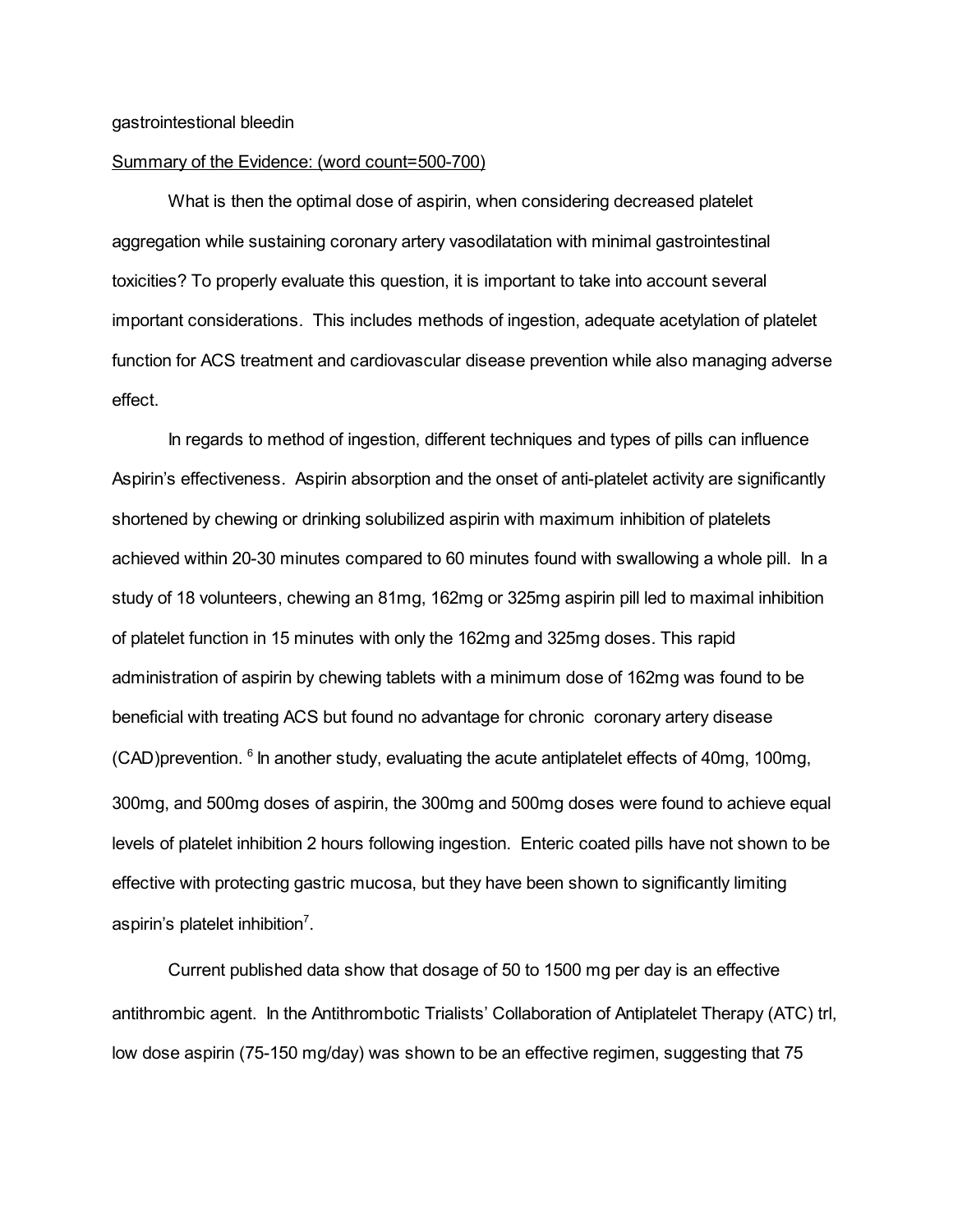gastrointestional bleedin

<u>Summary of the Evidence: (word count=500-700)</u>

What is then the optimal dose of aspirin, when considering decreased platelet aggregation while sustaining coronary artery vasodilatation with minimal gastrointestinal toxicities? To properly evaluate this question, it is important to take into account several important considerations. This includes methods of ingestion, adequate acetylation of platelet function for ACS treatment and cardiovascular disease prevention while also managing adverse effect.

In regards to method of ingestion, different techniques and types of pills can influence Aspirin's effectiveness. Aspirin absorption and the onset of anti-platelet activity are significantly shortened by chewing or drinking solubilized aspirin with maximum inhibition of platelets achieved within 20-30 minutes compared to 60 minutes found with swallowing a whole pill. In a study of 18 volunteers, chewing an 81mg, 162mg or 325mg aspirin pill led to maximal inhibition of platelet function in 15 minutes with only the 162mg and 325mg doses. This rapid administration of aspirin by chewing tablets with a minimum dose of 162mg was found to be beneficial with treating ACS but found no advantage for chronic coronary artery disease (CAD)prevention. [6] In another study, evaluating the acute antiplatelet effects of 40mg, 100mg, 300mg, and 500mg doses of aspirin, the 300mg and 500mg doses were found to achieve equal levels of platelet inhibition 2 hours following ingestion. Enteric coated pills have not shown to be effective with protecting gastric mucosa, but they have been shown to significantly limiting aspirin's platelet inhibition[7].

Current published data show that dosage of 50 to 1500 mg per day is an effective antithrombic agent. In the Antithrombotic Trialists' Collaboration of Antiplatelet Therapy (ATC) trl, low dose aspirin (75-150 mg/day) was shown to be an effective regimen, suggesting that 75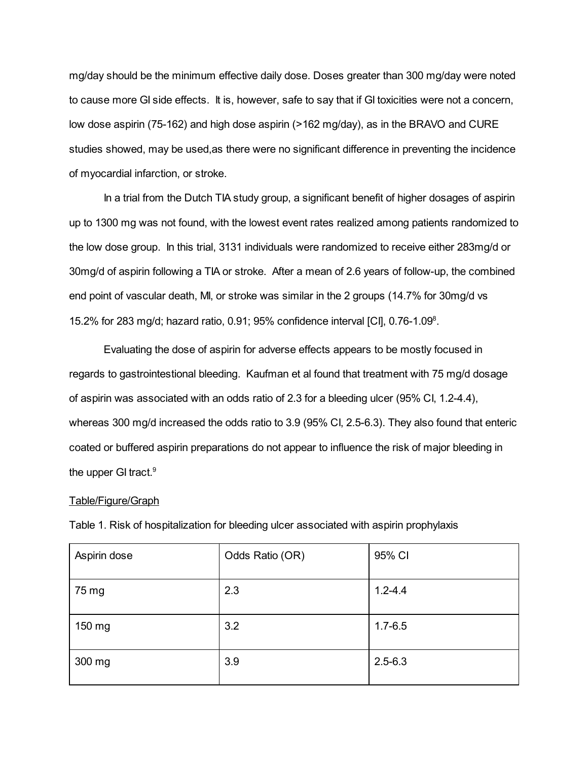mg/day should be the minimum effective daily dose. Doses greater than 300 mg/day were noted to cause more GI side effects. It is, however, safe to say that if GI toxicities were not a concern, low dose aspirin (75-162) and high dose aspirin (>162 mg/day), as in the BRAVO and CURE studies showed, may be used,as there were no significant difference in preventing the incidence of myocardial infarction, or stroke.

In a trial from the Dutch TIA study group, a significant benefit of higher dosages of aspirin up to 1300 mg was not found, with the lowest event rates realized among patients randomized to the low dose group. In this trial, 3131 individuals were randomized to receive either 283mg/d or 30mg/d of aspirin following a TIA or stroke. After a mean of 2.6 years of follow-up, the combined end point of vascular death, MI, or stroke was similar in the 2 groups (14.7% for 30mg/d vs 15.2% for 283 mg/d; hazard ratio, 0.91; 95% confidence interval [CI], 0.76-1.09[8].

Evaluating the dose of aspirin for adverse effects appears to be mostly focused in regards to gastrointestional bleeding. Kaufman et al found that treatment with 75 mg/d dosage of aspirin was associated with an odds ratio of 2.3 for a bleeding ulcer (95% CI, 1.2-4.4), whereas 300 mg/d increased the odds ratio to 3.9 (95% CI, 2.5-6.3). They also found that enteric coated or buffered aspirin preparations do not appear to influence the risk of major bleeding in the upper GI tract.[9]

<u>Table/Figure/Graph</u>

Table 1. Risk of hospitalization for bleeding ulcer associated with aspirin prophylaxis

| Aspirin dose | Odds Ratio (OR) | 95% CI |
| --- | --- | --- |
| 75 mg | 2.3 | 1.2-4.4 |
| 150 mg | 3.2 | 1.7-6.5 |
| 300 mg | 3.9 | 2.5-6.3 |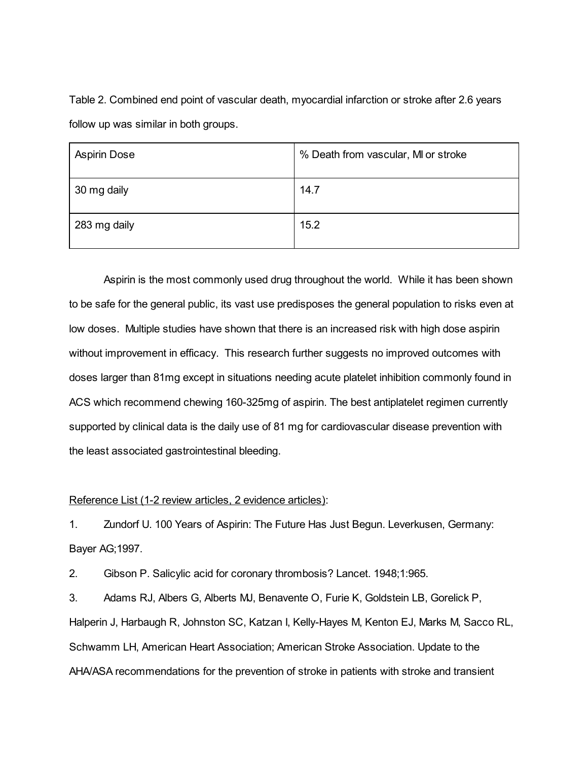Table 2. Combined end point of vascular death, myocardial infarction or stroke after 2.6 years follow up was similar in both groups.

| Aspirin Dose | % Death from vascular, MI or stroke |
| --- | --- |
| 30 mg daily | 14.7 |
| 283 mg daily | 15.2 |

Aspirin is the most commonly used drug throughout the world. While it has been shown to be safe for the general public, its vast use predisposes the general population to risks even at low doses. Multiple studies have shown that there is an increased risk with high dose aspirin without improvement in efficacy. This research further suggests no improved outcomes with doses larger than 81mg except in situations needing acute platelet inhibition commonly found in ACS which recommend chewing 160-325mg of aspirin. The best antiplatelet regimen currently supported by clinical data is the daily use of 81 mg for cardiovascular disease prevention with the least associated gastrointestinal bleeding.

<u>Reference List (1-2 review articles, 2 evidence articles)</u>:

1. Zundorf U. 100 Years of Aspirin: The Future Has Just Begun. Leverkusen, Germany: Bayer AG;1997.
2. Gibson P. Salicylic acid for coronary thrombosis? Lancet. 1948;1:965.
3. Adams RJ, Albers G, Alberts MJ, Benavente O, Furie K, Goldstein LB, Gorelick P, Halperin J, Harbaugh R, Johnston SC, Katzan I, Kelly-Hayes M, Kenton EJ, Marks M, Sacco RL, Schwamm LH, American Heart Association; American Stroke Association. Update to the AHA/ASA recommendations for the prevention of stroke in patients with stroke and transient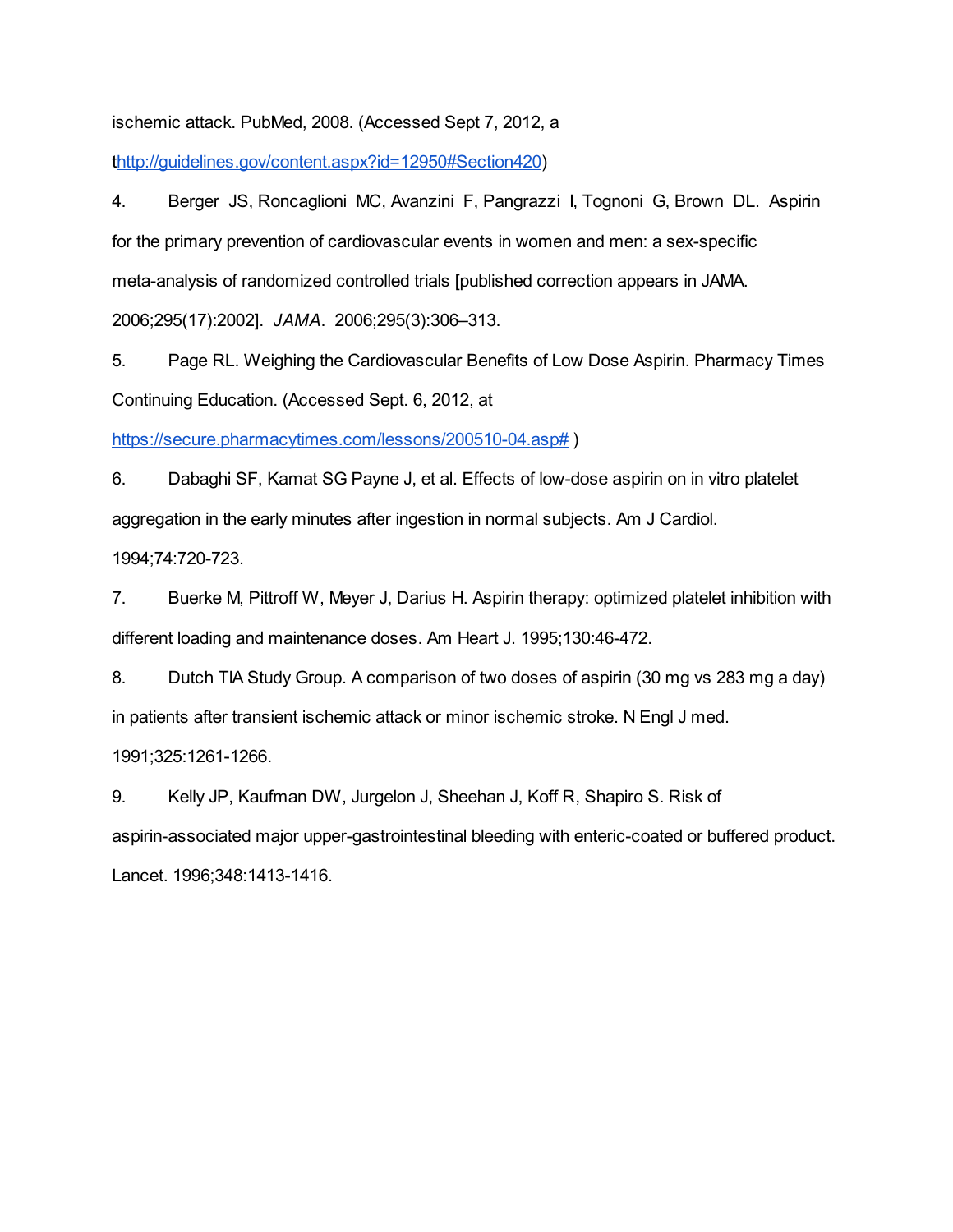ischemic attack. PubMed, 2008. (Accessed Sept 7, 2012, a thttp://guidelines.gov/content.aspx?id=12950#Section420)

4. Berger JS, Roncaglioni MC, Avanzini F, Pangrazzi I, Tognoni G, Brown DL. Aspirin for the primary prevention of cardiovascular events in women and men: a sex-specific meta-analysis of randomized controlled trials [published correction appears in JAMA. 2006;295(17):2002]. *JAMA*. 2006;295(3):306–313.

5. Page RL. Weighing the Cardiovascular Benefits of Low Dose Aspirin. Pharmacy Times Continuing Education. (Accessed Sept. 6, 2012, at https://secure.pharmacytimes.com/lessons/200510-04.asp# )

6. Dabaghi SF, Kamat SG Payne J, et al. Effects of low-dose aspirin on in vitro platelet aggregation in the early minutes after ingestion in normal subjects. Am J Cardiol. 1994;74:720-723.

7. Buerke M, Pittroff W, Meyer J, Darius H. Aspirin therapy: optimized platelet inhibition with different loading and maintenance doses. Am Heart J. 1995;130:46-472.

8. Dutch TIA Study Group. A comparison of two doses of aspirin (30 mg vs 283 mg a day) in patients after transient ischemic attack or minor ischemic stroke. N Engl J med. 1991;325:1261-1266.

9. Kelly JP, Kaufman DW, Jurgelon J, Sheehan J, Koff R, Shapiro S. Risk of aspirin-associated major upper-gastrointestinal bleeding with enteric-coated or buffered product. Lancet. 1996;348:1413-1416.